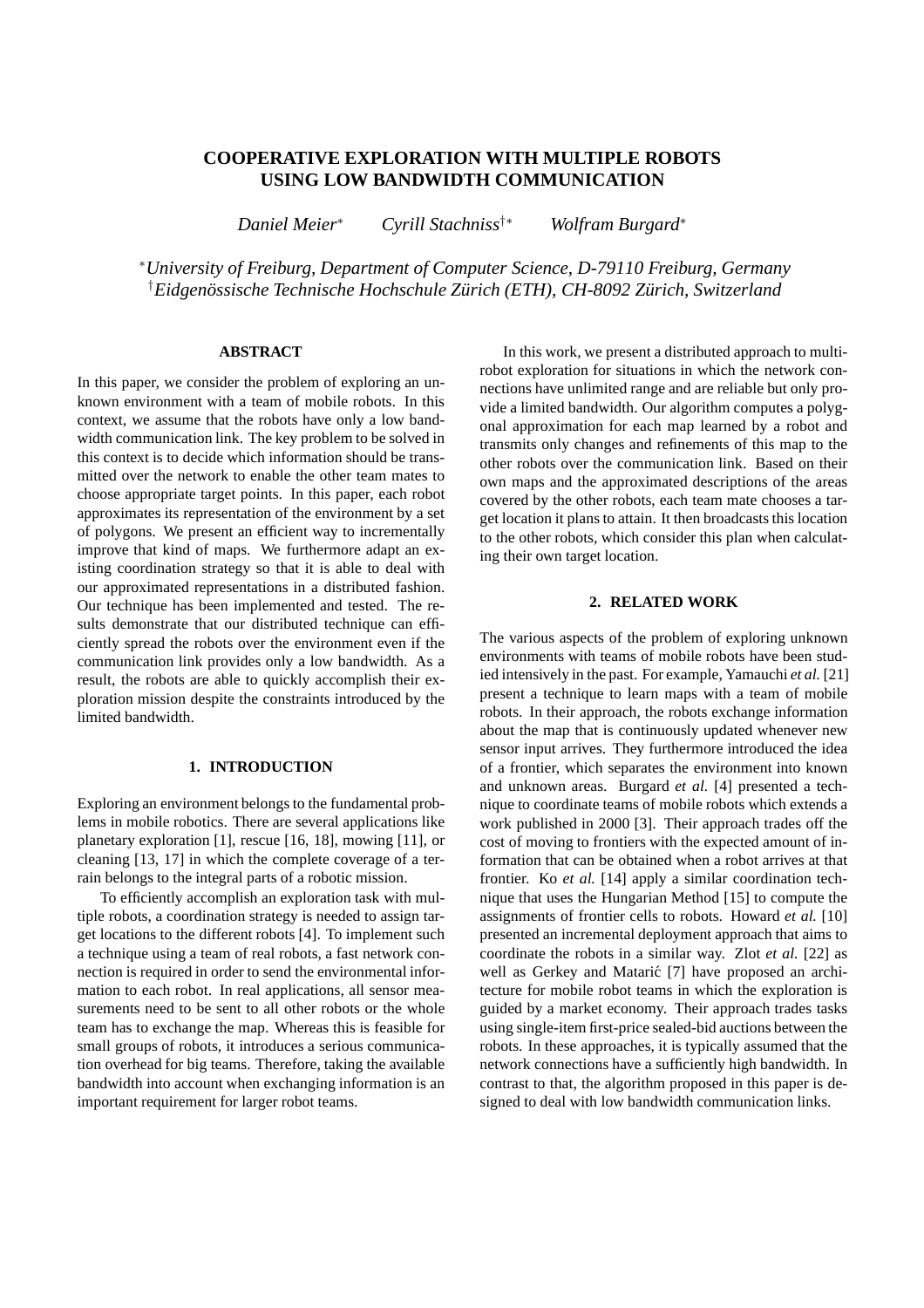# COOPERATIVE EXPLORATION WITH MULTIPLE ROBOTS USING LOW BANDWIDTH COMMUNICATION

*Daniel Meier*[*] *Cyrill Stachniss*[†*] *Wolfram Burgard*[*]

[*]*University of Freiburg, Department of Computer Science, D-79110 Freiburg, Germany*
[†]*Eidgenössische Technische Hochschule Zürich (ETH), CH-8092 Zürich, Switzerland*

## ABSTRACT

In this paper, we consider the problem of exploring an unknown environment with a team of mobile robots. In this context, we assume that the robots have only a low bandwidth communication link. The key problem to be solved in this context is to decide which information should be transmitted over the network to enable the other team mates to choose appropriate target points. In this paper, each robot approximates its representation of the environment by a set of polygons. We present an efficient way to incrementally improve that kind of maps. We furthermore adapt an existing coordination strategy so that it is able to deal with our approximated representations in a distributed fashion. Our technique has been implemented and tested. The results demonstrate that our distributed technique can efficiently spread the robots over the environment even if the communication link provides only a low bandwidth. As a result, the robots are able to quickly accomplish their exploration mission despite the constraints introduced by the limited bandwidth.

## 1. INTRODUCTION

Exploring an environment belongs to the fundamental problems in mobile robotics. There are several applications like planetary exploration [1], rescue [16, 18], mowing [11], or cleaning [13, 17] in which the complete coverage of a terrain belongs to the integral parts of a robotic mission.

To efficiently accomplish an exploration task with multiple robots, a coordination strategy is needed to assign target locations to the different robots [4]. To implement such a technique using a team of real robots, a fast network connection is required in order to send the environmental information to each robot. In real applications, all sensor measurements need to be sent to all other robots or the whole team has to exchange the map. Whereas this is feasible for small groups of robots, it introduces a serious communication overhead for big teams. Therefore, taking the available bandwidth into account when exchanging information is an important requirement for larger robot teams.

In this work, we present a distributed approach to multi-robot exploration for situations in which the network connections have unlimited range and are reliable but only provide a limited bandwidth. Our algorithm computes a polygonal approximation for each map learned by a robot and transmits only changes and refinements of this map to the other robots over the communication link. Based on their own maps and the approximated descriptions of the areas covered by the other robots, each team mate chooses a target location it plans to attain. It then broadcasts this location to the other robots, which consider this plan when calculating their own target location.

## 2. RELATED WORK

The various aspects of the problem of exploring unknown environments with teams of mobile robots have been studied intensively in the past. For example, Yamauchi *et al.* [21] present a technique to learn maps with a team of mobile robots. In their approach, the robots exchange information about the map that is continuously updated whenever new sensor input arrives. They furthermore introduced the idea of a frontier, which separates the environment into known and unknown areas. Burgard *et al.* [4] presented a technique to coordinate teams of mobile robots which extends a work published in 2000 [3]. Their approach trades off the cost of moving to frontiers with the expected amount of information that can be obtained when a robot arrives at that frontier. Ko *et al.* [14] apply a similar coordination technique that uses the Hungarian Method [15] to compute the assignments of frontier cells to robots. Howard *et al.* [10] presented an incremental deployment approach that aims to coordinate the robots in a similar way. Zlot *et al.* [22] as well as Gerkey and Matarić [7] have proposed an architecture for mobile robot teams in which the exploration is guided by a market economy. Their approach trades tasks using single-item first-price sealed-bid auctions between the robots. In these approaches, it is typically assumed that the network connections have a sufficiently high bandwidth. In contrast to that, the algorithm proposed in this paper is designed to deal with low bandwidth communication links.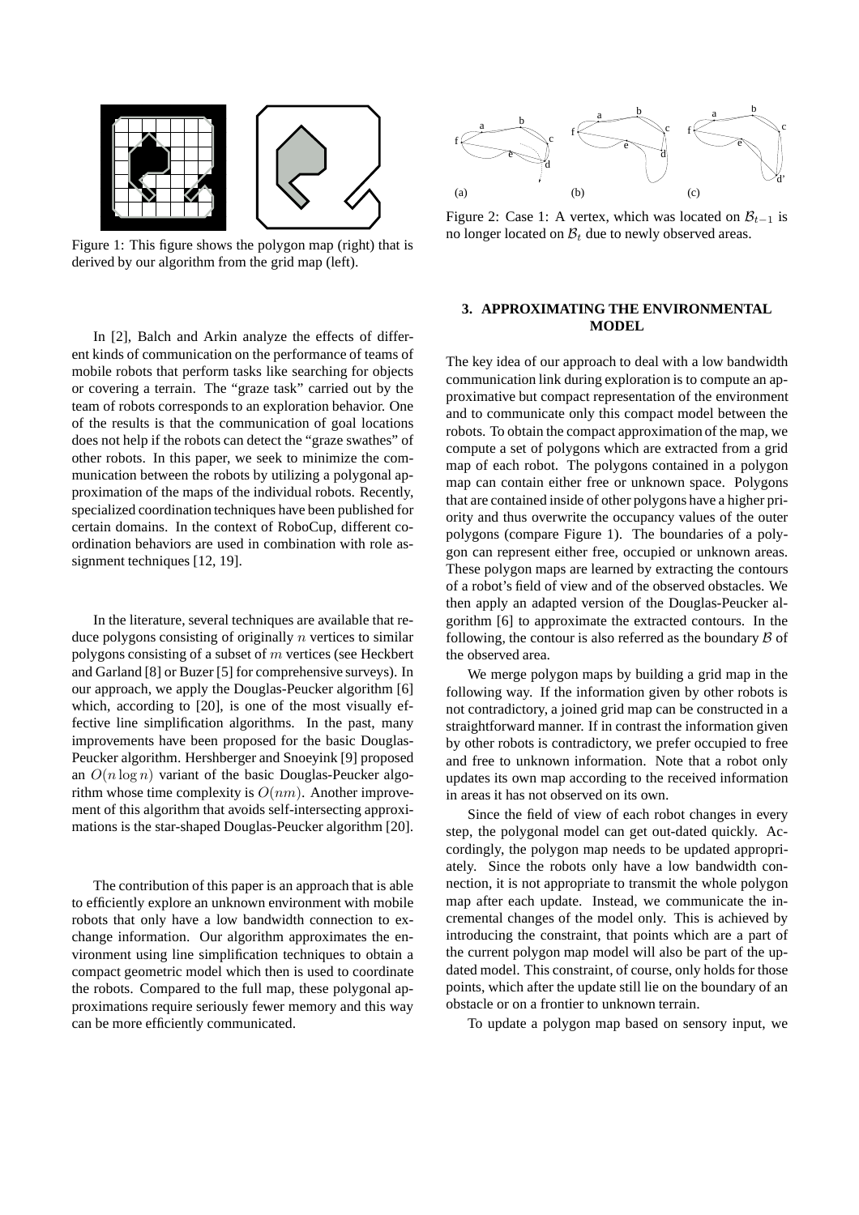Figure 1: This figure shows the polygon map (right) that is derived by our algorithm from the grid map (left).

In [2], Balch and Arkin analyze the effects of different kinds of communication on the performance of teams of mobile robots that perform tasks like searching for objects or covering a terrain. The "graze task" carried out by the team of robots corresponds to an exploration behavior. One of the results is that the communication of goal locations does not help if the robots can detect the "graze swathes" of other robots. In this paper, we seek to minimize the communication between the robots by utilizing a polygonal approximation of the maps of the individual robots. Recently, specialized coordination techniques have been published for certain domains. In the context of RoboCup, different coordination behaviors are used in combination with role assignment techniques [12, 19].

In the literature, several techniques are available that reduce polygons consisting of originally $n$ vertices to similar polygons consisting of a subset of $m$ vertices (see Heckbert and Garland [8] or Buzer [5] for comprehensive surveys). In our approach, we apply the Douglas-Peucker algorithm [6] which, according to [20], is one of the most visually effective line simplification algorithms. In the past, many improvements have been proposed for the basic Douglas-Peucker algorithm. Hershberger and Snoeyink [9] proposed an $O(n \log n)$ variant of the basic Douglas-Peucker algorithm whose time complexity is $O(nm)$. Another improvement of this algorithm that avoids self-intersecting approximations is the star-shaped Douglas-Peucker algorithm [20].

The contribution of this paper is an approach that is able to efficiently explore an unknown environment with mobile robots that only have a low bandwidth connection to exchange information. Our algorithm approximates the environment using line simplification techniques to obtain a compact geometric model which then is used to coordinate the robots. Compared to the full map, these polygonal approximations require seriously fewer memory and this way can be more efficiently communicated.

Figure 2: Case 1: A vertex, which was located on $\mathcal{B}_{t-1}$ is no longer located on $\mathcal{B}_t$ due to newly observed areas.

## 3. APPROXIMATING THE ENVIRONMENTAL MODEL

The key idea of our approach to deal with a low bandwidth communication link during exploration is to compute an approximative but compact representation of the environment and to communicate only this compact model between the robots. To obtain the compact approximation of the map, we compute a set of polygons which are extracted from a grid map of each robot. The polygons contained in a polygon map can contain either free or unknown space. Polygons that are contained inside of other polygons have a higher priority and thus overwrite the occupancy values of the outer polygons (compare Figure 1). The boundaries of a polygon can represent either free, occupied or unknown areas. These polygon maps are learned by extracting the contours of a robot's field of view and of the observed obstacles. We then apply an adapted version of the Douglas-Peucker algorithm [6] to approximate the extracted contours. In the following, the contour is also referred as the boundary $\mathcal{B}$ of the observed area.

We merge polygon maps by building a grid map in the following way. If the information given by other robots is not contradictory, a joined grid map can be constructed in a straightforward manner. If in contrast the information given by other robots is contradictory, we prefer occupied to free and free to unknown information. Note that a robot only updates its own map according to the received information in areas it has not observed on its own.

Since the field of view of each robot changes in every step, the polygonal model can get out-dated quickly. Accordingly, the polygon map needs to be updated appropriately. Since the robots only have a low bandwidth connection, it is not appropriate to transmit the whole polygon map after each update. Instead, we communicate the incremental changes of the model only. This is achieved by introducing the constraint, that points which are a part of the current polygon map model will also be part of the updated model. This constraint, of course, only holds for those points, which after the update still lie on the boundary of an obstacle or on a frontier to unknown terrain.

To update a polygon map based on sensory input, we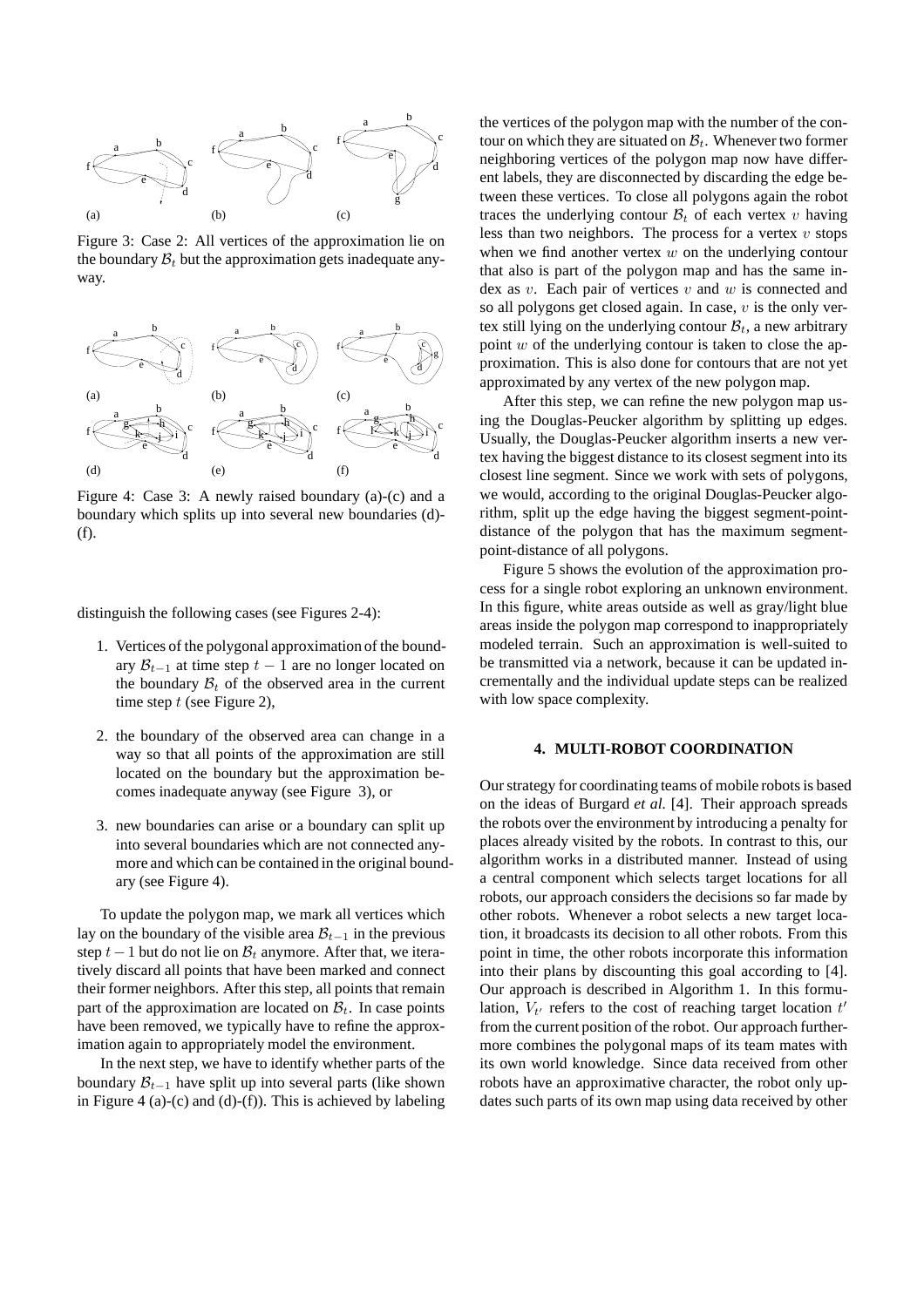(a) (b) (c)

Figure 3: Case 2: All vertices of the approximation lie on the boundary $\mathcal{B}_t$ but the approximation gets inadequate anyway.

(a) (b) (c)
(d) (e) (f)

Figure 4: Case 3: A newly raised boundary (a)-(c) and a boundary which splits up into several new boundaries (d)-(f).

distinguish the following cases (see Figures 2-4):

1. Vertices of the polygonal approximation of the boundary $\mathcal{B}_{t-1}$ at time step $t-1$ are no longer located on the boundary $\mathcal{B}_t$ of the observed area in the current time step $t$ (see Figure 2),

2. the boundary of the observed area can change in a way so that all points of the approximation are still located on the boundary but the approximation becomes inadequate anyway (see Figure 3), or

3. new boundaries can arise or a boundary can split up into several boundaries which are not connected anymore and which can be contained in the original boundary (see Figure 4).

To update the polygon map, we mark all vertices which lay on the boundary of the visible area $\mathcal{B}_{t-1}$ in the previous step $t-1$ but do not lie on $\mathcal{B}_t$ anymore. After that, we iteratively discard all points that have been marked and connect their former neighbors. After this step, all points that remain part of the approximation are located on $\mathcal{B}_t$. In case points have been removed, we typically have to refine the approximation again to appropriately model the environment.

In the next step, we have to identify whether parts of the boundary $\mathcal{B}_{t-1}$ have split up into several parts (like shown in Figure 4 (a)-(c) and (d)-(f)). This is achieved by labeling the vertices of the polygon map with the number of the contour on which they are situated on $\mathcal{B}_t$. Whenever two former neighboring vertices of the polygon map now have different labels, they are disconnected by discarding the edge between these vertices. To close all polygons again the robot traces the underlying contour $\mathcal{B}_t$ of each vertex $v$ having less than two neighbors. The process for a vertex $v$ stops when we find another vertex $w$ on the underlying contour that also is part of the polygon map and has the same index as $v$. Each pair of vertices $v$ and $w$ is connected and so all polygons get closed again. In case, $v$ is the only vertex still lying on the underlying contour $\mathcal{B}_t$, a new arbitrary point $w$ of the underlying contour is taken to close the approximation. This is also done for contours that are not yet approximated by any vertex of the new polygon map.

After this step, we can refine the new polygon map using the Douglas-Peucker algorithm by splitting up edges. Usually, the Douglas-Peucker algorithm inserts a new vertex having the biggest distance to its closest segment into its closest line segment. Since we work with sets of polygons, we would, according to the original Douglas-Peucker algorithm, split up the edge having the biggest segment-point-distance of the polygon that has the maximum segment-point-distance of all polygons.

Figure 5 shows the evolution of the approximation process for a single robot exploring an unknown environment. In this figure, white areas outside as well as gray/light blue areas inside the polygon map correspond to inappropriately modeled terrain. Such an approximation is well-suited to be transmitted via a network, because it can be updated incrementally and the individual update steps can be realized with low space complexity.

## 4. MULTI-ROBOT COORDINATION

Our strategy for coordinating teams of mobile robots is based on the ideas of Burgard *et al.* [4]. Their approach spreads the robots over the environment by introducing a penalty for places already visited by the robots. In contrast to this, our algorithm works in a distributed manner. Instead of using a central component which selects target locations for all robots, our approach considers the decisions so far made by other robots. Whenever a robot selects a new target location, it broadcasts its decision to all other robots. From this point in time, the other robots incorporate this information into their plans by discounting this goal according to [4]. Our approach is described in Algorithm 1. In this formulation, $V_{t'}$ refers to the cost of reaching target location $t'$ from the current position of the robot. Our approach furthermore combines the polygonal maps of its team mates with its own world knowledge. Since data received from other robots have an approximative character, the robot only updates such parts of its own map using data received by other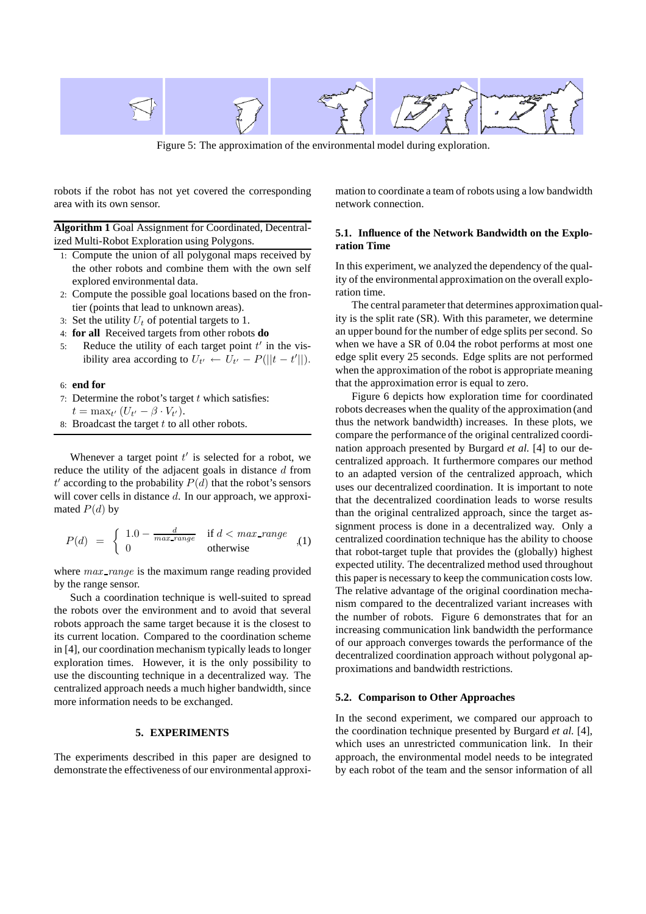Figure 5: The approximation of the environmental model during exploration.

robots if the robot has not yet covered the corresponding area with its own sensor.

**Algorithm 1** Goal Assignment for Coordinated, Decentralized Multi-Robot Exploration using Polygons.

1: Compute the union of all polygonal maps received by the other robots and combine them with the own self explored environmental data.
2: Compute the possible goal locations based on the frontier (points that lead to unknown areas).
3: Set the utility $U_t$ of potential targets to 1.
4: **for all** Received targets from other robots **do**
5: Reduce the utility of each target point $t'$ in the visibility area according to $U_{t'} \leftarrow U_{t'} - P(||t - t'||)$.
6: **end for**
7: Determine the robot's target $t$ which satisfies: $t = \max_{t'} (U_{t'} - \beta \cdot V_{t'})$.
8: Broadcast the target $t$ to all other robots.

Whenever a target point $t'$ is selected for a robot, we reduce the utility of the adjacent goals in distance $d$ from $t'$ according to the probability $P(d)$ that the robot's sensors will cover cells in distance $d$. In our approach, we approximated $P(d)$ by

$$P(d) = \begin{cases} 1.0 - \frac{d}{max\_range} & \text{if } d < max\_range \\ 0 & \text{otherwise} \end{cases} \quad (1)$$

where $max\_range$ is the maximum range reading provided by the range sensor.

Such a coordination technique is well-suited to spread the robots over the environment and to avoid that several robots approach the same target because it is the closest to its current location. Compared to the coordination scheme in [4], our coordination mechanism typically leads to longer exploration times. However, it is the only possibility to use the discounting technique in a decentralized way. The centralized approach needs a much higher bandwidth, since more information needs to be exchanged.

## 5. EXPERIMENTS

The experiments described in this paper are designed to demonstrate the effectiveness of our environmental approximation to coordinate a team of robots using a low bandwidth network connection.

### 5.1. Influence of the Network Bandwidth on the Exploration Time

In this experiment, we analyzed the dependency of the quality of the environmental approximation on the overall exploration time.

The central parameter that determines approximation quality is the split rate (SR). With this parameter, we determine an upper bound for the number of edge splits per second. So when we have a SR of 0.04 the robot performs at most one edge split every 25 seconds. Edge splits are not performed when the approximation of the robot is appropriate meaning that the approximation error is equal to zero.

Figure 6 depicts how exploration time for coordinated robots decreases when the quality of the approximation (and thus the network bandwidth) increases. In these plots, we compare the performance of the original centralized coordination approach presented by Burgard *et al.* [4] to our decentralized approach. It furthermore compares our method to an adapted version of the centralized approach, which uses our decentralized coordination. It is important to note that the decentralized coordination leads to worse results than the original centralized approach, since the target assignment process is done in a decentralized way. Only a centralized coordination technique has the ability to choose that robot-target tuple that provides the (globally) highest expected utility. The decentralized method used throughout this paper is necessary to keep the communication costs low. The relative advantage of the original coordination mechanism compared to the decentralized variant increases with the number of robots. Figure 6 demonstrates that for an increasing communication link bandwidth the performance of our approach converges towards the performance of the decentralized coordination approach without polygonal approximations and bandwidth restrictions.

### 5.2. Comparison to Other Approaches

In the second experiment, we compared our approach to the coordination technique presented by Burgard *et al.* [4], which uses an unrestricted communication link. In their approach, the environmental model needs to be integrated by each robot of the team and the sensor information of all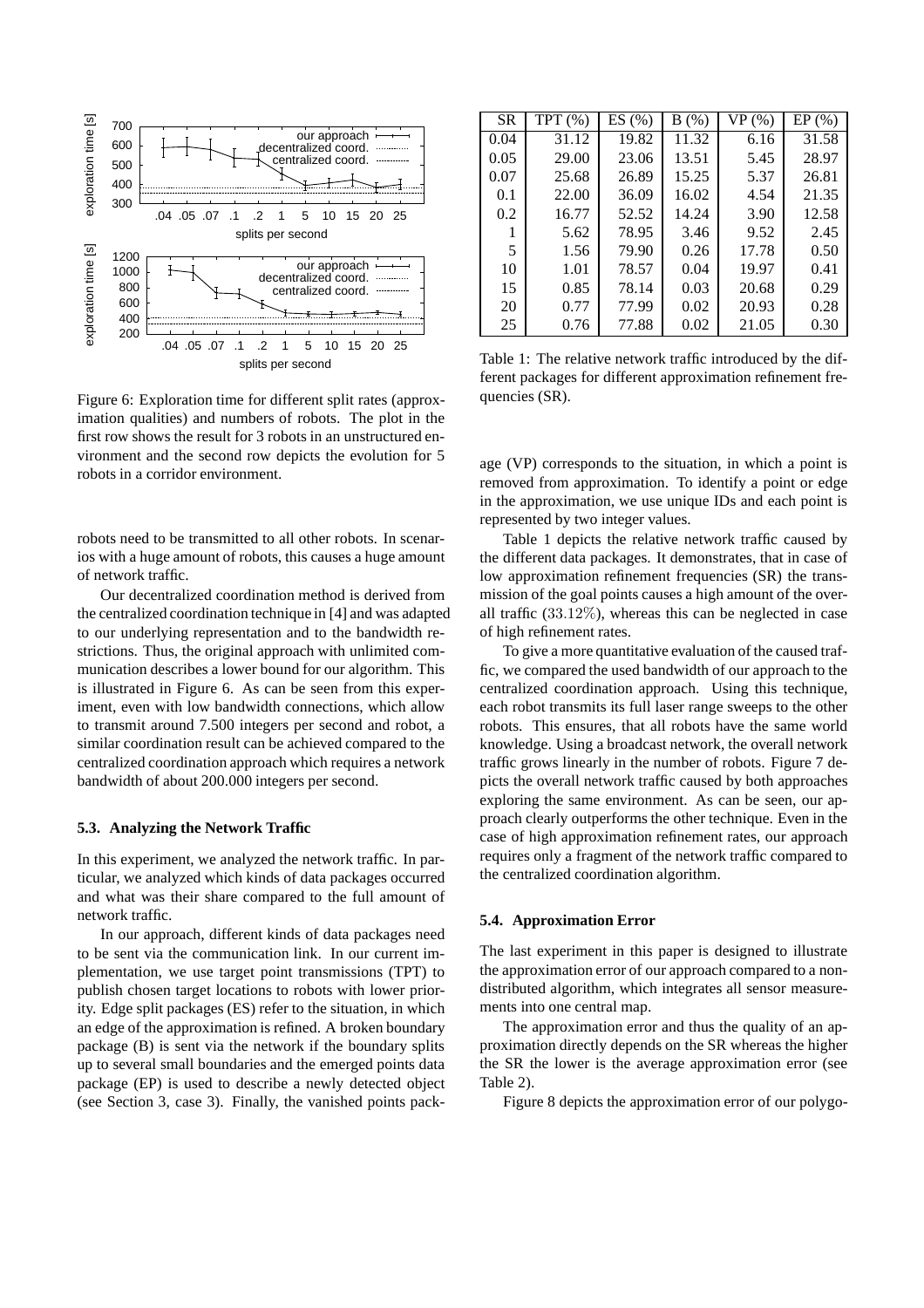Figure 6: Exploration time for different split rates (approximation qualities) and numbers of robots. The plot in the first row shows the result for 3 robots in an unstructured environment and the second row depicts the evolution for 5 robots in a corridor environment.

robots need to be transmitted to all other robots. In scenarios with a huge amount of robots, this causes a huge amount of network traffic.

Our decentralized coordination method is derived from the centralized coordination technique in [4] and was adapted to our underlying representation and to the bandwidth restrictions. Thus, the original approach with unlimited communication describes a lower bound for our algorithm. This is illustrated in Figure 6. As can be seen from this experiment, even with low bandwidth connections, which allow to transmit around 7.500 integers per second and robot, a similar coordination result can be achieved compared to the centralized coordination approach which requires a network bandwidth of about 200.000 integers per second.

### 5.3. Analyzing the Network Traffic

In this experiment, we analyzed the network traffic. In particular, we analyzed which kinds of data packages occurred and what was their share compared to the full amount of network traffic.

In our approach, different kinds of data packages need to be sent via the communication link. In our current implementation, we use target point transmissions (TPT) to publish chosen target locations to robots with lower priority. Edge split packages (ES) refer to the situation, in which an edge of the approximation is refined. A broken boundary package (B) is sent via the network if the boundary splits up to several small boundaries and the emerged points data package (EP) is used to describe a newly detected object (see Section 3, case 3). Finally, the vanished points package (VP) corresponds to the situation, in which a point is removed from approximation. To identify a point or edge in the approximation, we use unique IDs and each point is represented by two integer values.

| SR | TPT (%) | ES (%) | B (%) | VP (%) | EP (%) |
|---|---|---|---|---|---|
| 0.04 | 31.12 | 19.82 | 11.32 | 6.16 | 31.58 |
| 0.05 | 29.00 | 23.06 | 13.51 | 5.45 | 28.97 |
| 0.07 | 25.68 | 26.89 | 15.25 | 5.37 | 26.81 |
| 0.1 | 22.00 | 36.09 | 16.02 | 4.54 | 21.35 |
| 0.2 | 16.77 | 52.52 | 14.24 | 3.90 | 12.58 |
| 1 | 5.62 | 78.95 | 3.46 | 9.52 | 2.45 |
| 5 | 1.56 | 79.90 | 0.26 | 17.78 | 0.50 |
| 10 | 1.01 | 78.57 | 0.04 | 19.97 | 0.41 |
| 15 | 0.85 | 78.14 | 0.03 | 20.68 | 0.29 |
| 20 | 0.77 | 77.99 | 0.02 | 20.93 | 0.28 |
| 25 | 0.76 | 77.88 | 0.02 | 21.05 | 0.30 |

Table 1: The relative network traffic introduced by the different packages for different approximation refinement frequencies (SR).

Table 1 depicts the relative network traffic caused by the different data packages. It demonstrates, that in case of low approximation refinement frequencies (SR) the transmission of the goal points causes a high amount of the overall traffic ($33.12\%$), whereas this can be neglected in case of high refinement rates.

To give a more quantitative evaluation of the caused traffic, we compared the used bandwidth of our approach to the centralized coordination approach. Using this technique, each robot transmits its full laser range sweeps to the other robots. This ensures, that all robots have the same world knowledge. Using a broadcast network, the overall network traffic grows linearly in the number of robots. Figure 7 depicts the overall network traffic caused by both approaches exploring the same environment. As can be seen, our approach clearly outperforms the other technique. Even in the case of high approximation refinement rates, our approach requires only a fragment of the network traffic compared to the centralized coordination algorithm.

### 5.4. Approximation Error

The last experiment in this paper is designed to illustrate the approximation error of our approach compared to a non-distributed algorithm, which integrates all sensor measurements into one central map.

The approximation error and thus the quality of an approximation directly depends on the SR whereas the higher the SR the lower is the average approximation error (see Table 2).

Figure 8 depicts the approximation error of our polygo-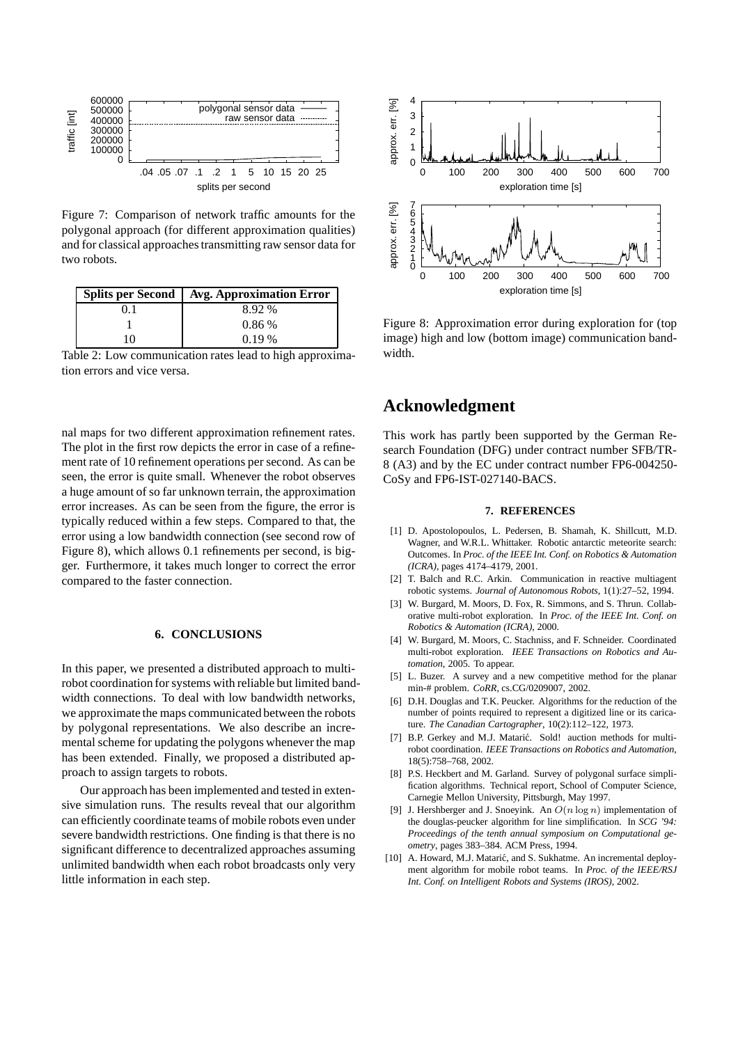Figure 7: Comparison of network traffic amounts for the polygonal approach (for different approximation qualities) and for classical approaches transmitting raw sensor data for two robots.

| Splits per Second | Avg. Approximation Error |
|---|---|
| 0.1 | 8.92 % |
| 1 | 0.86 % |
| 10 | 0.19 % |

Table 2: Low communication rates lead to high approximation errors and vice versa.

nal maps for two different approximation refinement rates. The plot in the first row depicts the error in case of a refinement rate of 10 refinement operations per second. As can be seen, the error is quite small. Whenever the robot observes a huge amount of so far unknown terrain, the approximation error increases. As can be seen from the figure, the error is typically reduced within a few steps. Compared to that, the error using a low bandwidth connection (see second row of Figure 8), which allows 0.1 refinements per second, is bigger. Furthermore, it takes much longer to correct the error compared to the faster connection.

## 6. CONCLUSIONS

In this paper, we presented a distributed approach to multi-robot coordination for systems with reliable but limited bandwidth connections. To deal with low bandwidth networks, we approximate the maps communicated between the robots by polygonal representations. We also describe an incremental scheme for updating the polygons whenever the map has been extended. Finally, we proposed a distributed approach to assign targets to robots.

Our approach has been implemented and tested in extensive simulation runs. The results reveal that our algorithm can efficiently coordinate teams of mobile robots even under severe bandwidth restrictions. One finding is that there is no significant difference to decentralized approaches assuming unlimited bandwidth when each robot broadcasts only very little information in each step.

Figure 8: Approximation error during exploration for (top image) high and low (bottom image) communication bandwidth.

# Acknowledgment

This work has partly been supported by the German Research Foundation (DFG) under contract number SFB/TR-8 (A3) and by the EC under contract number FP6-004250-CoSy and FP6-IST-027140-BACS.

## 7. REFERENCES

[1] D. Apostolopoulos, L. Pedersen, B. Shamah, K. Shillcutt, M.D. Wagner, and W.R.L. Whittaker. Robotic antarctic meteorite search: Outcomes. In *Proc. of the IEEE Int. Conf. on Robotics & Automation (ICRA)*, pages 4174–4179, 2001.

[2] T. Balch and R.C. Arkin. Communication in reactive multiagent robotic systems. *Journal of Autonomous Robots*, 1(1):27–52, 1994.

[3] W. Burgard, M. Moors, D. Fox, R. Simmons, and S. Thrun. Collaborative multi-robot exploration. In *Proc. of the IEEE Int. Conf. on Robotics & Automation (ICRA)*, 2000.

[4] W. Burgard, M. Moors, C. Stachniss, and F. Schneider. Coordinated multi-robot exploration. *IEEE Transactions on Robotics and Automation*, 2005. To appear.

[5] L. Buzer. A survey and a new competitive method for the planar min-# problem. *CoRR*, cs.CG/0209007, 2002.

[6] D.H. Douglas and T.K. Peucker. Algorithms for the reduction of the number of points required to represent a digitized line or its caricature. *The Canadian Cartographer*, 10(2):112–122, 1973.

[7] B.P. Gerkey and M.J. Matarić. Sold! auction methods for multi-robot coordination. *IEEE Transactions on Robotics and Automation*, 18(5):758–768, 2002.

[8] P.S. Heckbert and M. Garland. Survey of polygonal surface simplification algorithms. Technical report, School of Computer Science, Carnegie Mellon University, Pittsburgh, May 1997.

[9] J. Hershberger and J. Snoeyink. An $O(n \log n)$ implementation of the douglas-peucker algorithm for line simplification. In *SCG '94: Proceedings of the tenth annual symposium on Computational geometry*, pages 383–384. ACM Press, 1994.

[10] A. Howard, M.J. Matarić, and S. Sukhatme. An incremental deployment algorithm for mobile robot teams. In *Proc. of the IEEE/RSJ Int. Conf. on Intelligent Robots and Systems (IROS)*, 2002.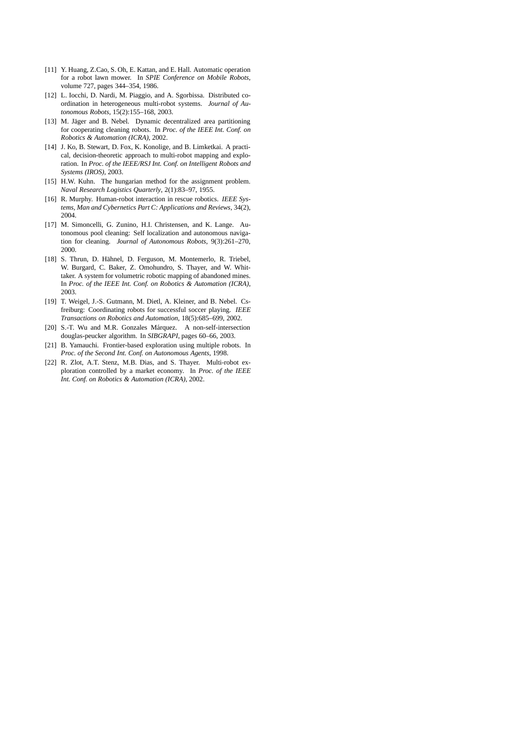[11] Y. Huang, Z.Cao, S. Oh, E. Kattan, and E. Hall. Automatic operation for a robot lawn mower. In *SPIE Conference on Mobile Robots*, volume 727, pages 344–354, 1986.

[12] L. Iocchi, D. Nardi, M. Piaggio, and A. Sgorbissa. Distributed coordination in heterogeneous multi-robot systems. *Journal of Autonomous Robots*, 15(2):155–168, 2003.

[13] M. Jäger and B. Nebel. Dynamic decentralized area partitioning for cooperating cleaning robots. In *Proc. of the IEEE Int. Conf. on Robotics & Automation (ICRA)*, 2002.

[14] J. Ko, B. Stewart, D. Fox, K. Konolige, and B. Limketkai. A practical, decision-theoretic approach to multi-robot mapping and exploration. In *Proc. of the IEEE/RSJ Int. Conf. on Intelligent Robots and Systems (IROS)*, 2003.

[15] H.W. Kuhn. The hungarian method for the assignment problem. *Naval Research Logistics Quarterly*, 2(1):83–97, 1955.

[16] R. Murphy. Human-robot interaction in rescue robotics. *IEEE Systems, Man and Cybernetics Part C: Applications and Reviews*, 34(2), 2004.

[17] M. Simoncelli, G. Zunino, H.I. Christensen, and K. Lange. Autonomous pool cleaning: Self localization and autonomous navigation for cleaning. *Journal of Autonomous Robots*, 9(3):261–270, 2000.

[18] S. Thrun, D. Hähnel, D. Ferguson, M. Montemerlo, R. Triebel, W. Burgard, C. Baker, Z. Omohundro, S. Thayer, and W. Whittaker. A system for volumetric robotic mapping of abandoned mines. In *Proc. of the IEEE Int. Conf. on Robotics & Automation (ICRA)*, 2003.

[19] T. Weigel, J.-S. Gutmann, M. Dietl, A. Kleiner, and B. Nebel. Cs-freiburg: Coordinating robots for successful soccer playing. *IEEE Transactions on Robotics and Automation*, 18(5):685–699, 2002.

[20] S.-T. Wu and M.R. Gonzales Márquez. A non-self-intersection douglas-peucker algorithm. In *SIBGRAPI*, pages 60–66, 2003.

[21] B. Yamauchi. Frontier-based exploration using multiple robots. In *Proc. of the Second Int. Conf. on Autonomous Agents*, 1998.

[22] R. Zlot, A.T. Stenz, M.B. Dias, and S. Thayer. Multi-robot exploration controlled by a market economy. In *Proc. of the IEEE Int. Conf. on Robotics & Automation (ICRA)*, 2002.